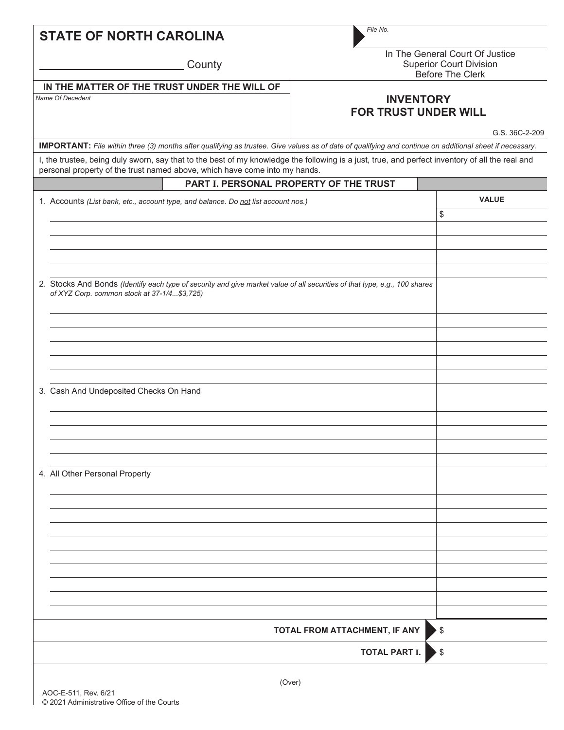# STATE OF NORTH CAROLINA

File No.

_________________________ County

In The General Court Of Justice
Superior Court Division
Before The Clerk

**IN THE MATTER OF THE TRUST UNDER THE WILL OF**

*Name Of Decedent*

## INVENTORY FOR TRUST UNDER WILL

G.S. 36C-2-209

**IMPORTANT:** *File within three (3) months after qualifying as trustee. Give values as of date of qualifying and continue on additional sheet if necessary.*

I, the trustee, being duly sworn, say that to the best of my knowledge the following is a just, true, and perfect inventory of all the real and personal property of the trust named above, which have come into my hands.

### PART I. PERSONAL PROPERTY OF THE TRUST

| | VALUE |
|---|---|
| 1. Accounts *(List bank, etc., account type, and balance. Do not list account nos.)* | $ |
| | |
| | |
| | |
| | |
| 2. Stocks And Bonds *(Identify each type of security and give market value of all securities of that type, e.g., 100 shares of XYZ Corp. common stock at 37-1/4...$3,725)* | |
| | |
| | |
| | |
| | |
| | |
| 3. Cash And Undeposited Checks On Hand | |
| | |
| | |
| | |
| | |
| 4. All Other Personal Property | |
| | |
| | |
| | |
| | |
| | |
| | |
| | |
| | |
| | |

| | |
|---|---|
| **TOTAL FROM ATTACHMENT, IF ANY** | $ |
| **TOTAL PART I.** | $ |

(Over)

AOC-E-511, Rev. 6/21
© 2021 Administrative Office of the Courts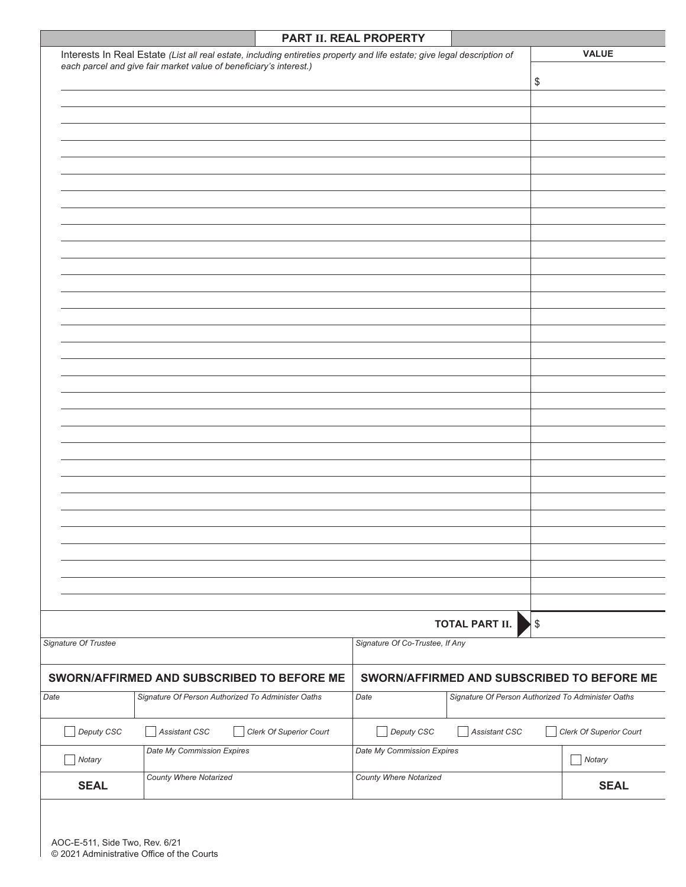## PART II. REAL PROPERTY

| Interests In Real Estate *(List all real estate, including entireties property and life estate; give legal description of each parcel and give fair market value of beneficiary's interest.)* | VALUE |
|---|---|
| | $ |
| | |
| | |
| | |
| | |
| | |
| | |
| | |
| | |
| | |
| | |
| | |
| | |
| | |
| | |
| | |
| | |
| | |
| | |
| | |
| | |
| | |
| | |
| | |
| | |
| | |
| | |
| | |
| | |
| | |
| **TOTAL PART II.** | $ |

| | |
|---|---|
| *Signature Of Trustee* | *Signature Of Co-Trustee, If Any* |

| **SWORN/AFFIRMED AND SUBSCRIBED TO BEFORE ME** | | **SWORN/AFFIRMED AND SUBSCRIBED TO BEFORE ME** | |
|---|---|---|---|
| *Date* | *Signature Of Person Authorized To Administer Oaths* | *Date* | *Signature Of Person Authorized To Administer Oaths* |
| ☐ *Deputy CSC* | ☐ *Assistant CSC* ☐ *Clerk Of Superior Court* | ☐ *Deputy CSC* ☐ *Assistant CSC* | ☐ *Clerk Of Superior Court* |
| ☐ *Notary* | *Date My Commission Expires* | *Date My Commission Expires* | ☐ *Notary* |
| **SEAL** | *County Where Notarized* | *County Where Notarized* | **SEAL** |

AOC-E-511, Side Two, Rev. 6/21
© 2021 Administrative Office of the Courts